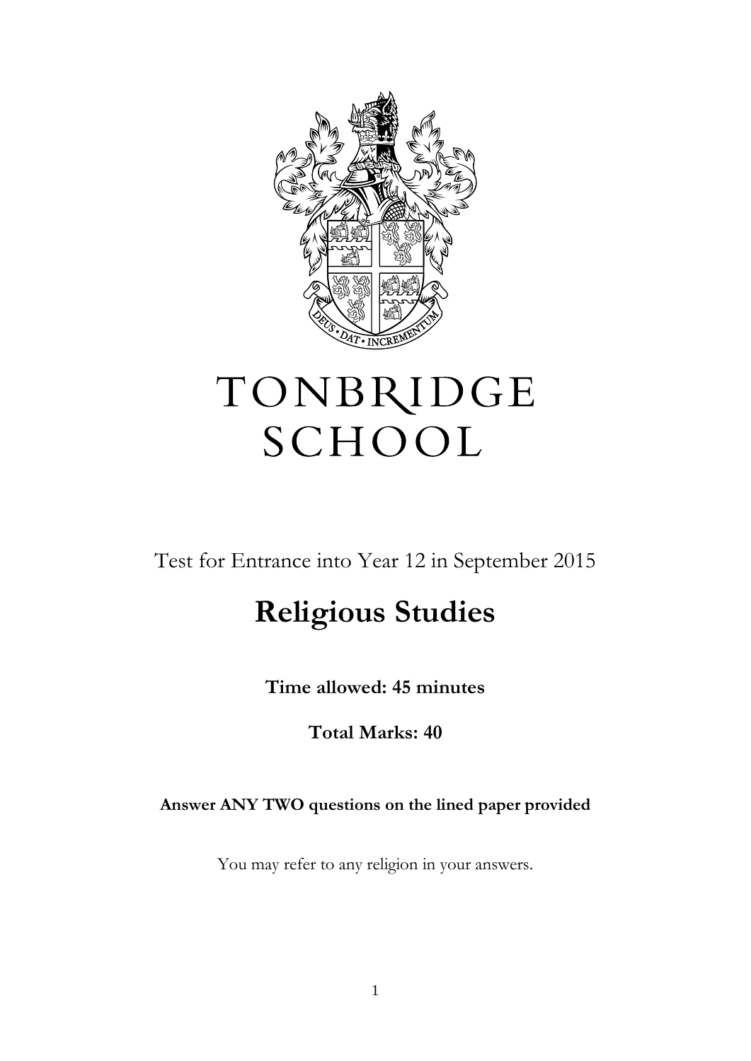# TONBRIDGE SCHOOL

Test for Entrance into Year 12 in September 2015

## Religious Studies

**Time allowed: 45 minutes**

**Total Marks: 40**

**Answer ANY TWO questions on the lined paper provided**

You may refer to any religion in your answers.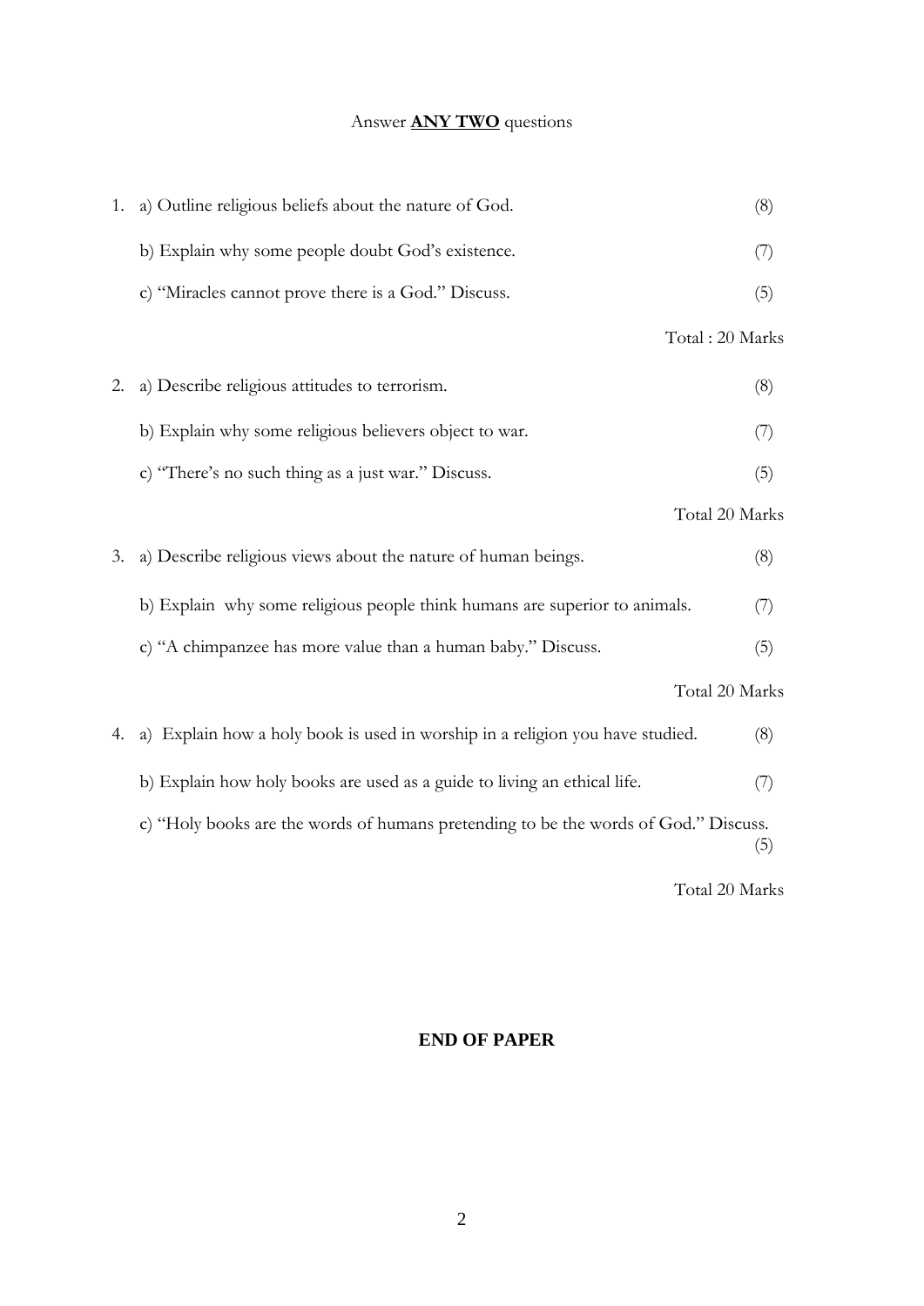Answer **ANY TWO** questions

1. a) Outline religious beliefs about the nature of God. (8)

   b) Explain why some people doubt God's existence. (7)

   c) "Miracles cannot prove there is a God." Discuss. (5)

   Total : 20 Marks

2. a) Describe religious attitudes to terrorism. (8)

   b) Explain why some religious believers object to war. (7)

   c) "There's no such thing as a just war." Discuss. (5)

   Total 20 Marks

3. a) Describe religious views about the nature of human beings. (8)

   b) Explain why some religious people think humans are superior to animals. (7)

   c) "A chimpanzee has more value than a human baby." Discuss. (5)

   Total 20 Marks

4. a) Explain how a holy book is used in worship in a religion you have studied. (8)

   b) Explain how holy books are used as a guide to living an ethical life. (7)

   c) "Holy books are the words of humans pretending to be the words of God." Discuss. (5)

   Total 20 Marks

**END OF PAPER**